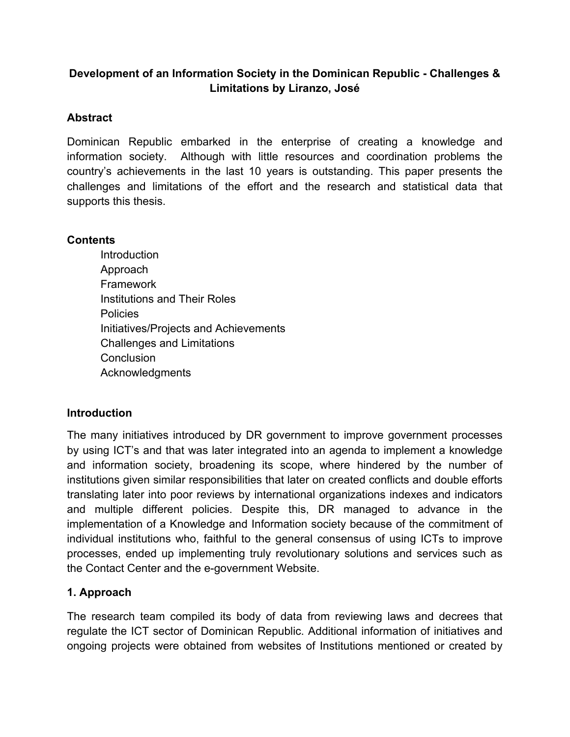# Development of an Information Society in the Dominican Republic - Challenges & Limitations by Liranzo, José

## Abstract

Dominican Republic embarked in the enterprise of creating a knowledge and information society. Although with little resources and coordination problems the country's achievements in the last 10 years is outstanding. This paper presents the challenges and limitations of the effort and the research and statistical data that supports this thesis.

## Contents

- Introduction
- Approach
- Framework
- Institutions and Their Roles
- Policies
- Initiatives/Projects and Achievements
- Challenges and Limitations
- Conclusion
- Acknowledgments

## Introduction

The many initiatives introduced by DR government to improve government processes by using ICT's and that was later integrated into an agenda to implement a knowledge and information society, broadening its scope, where hindered by the number of institutions given similar responsibilities that later on created conflicts and double efforts translating later into poor reviews by international organizations indexes and indicators and multiple different policies. Despite this, DR managed to advance in the implementation of a Knowledge and Information society because of the commitment of individual institutions who, faithful to the general consensus of using ICTs to improve processes, ended up implementing truly revolutionary solutions and services such as the Contact Center and the e-government Website.

## 1. Approach

The research team compiled its body of data from reviewing laws and decrees that regulate the ICT sector of Dominican Republic. Additional information of initiatives and ongoing projects were obtained from websites of Institutions mentioned or created by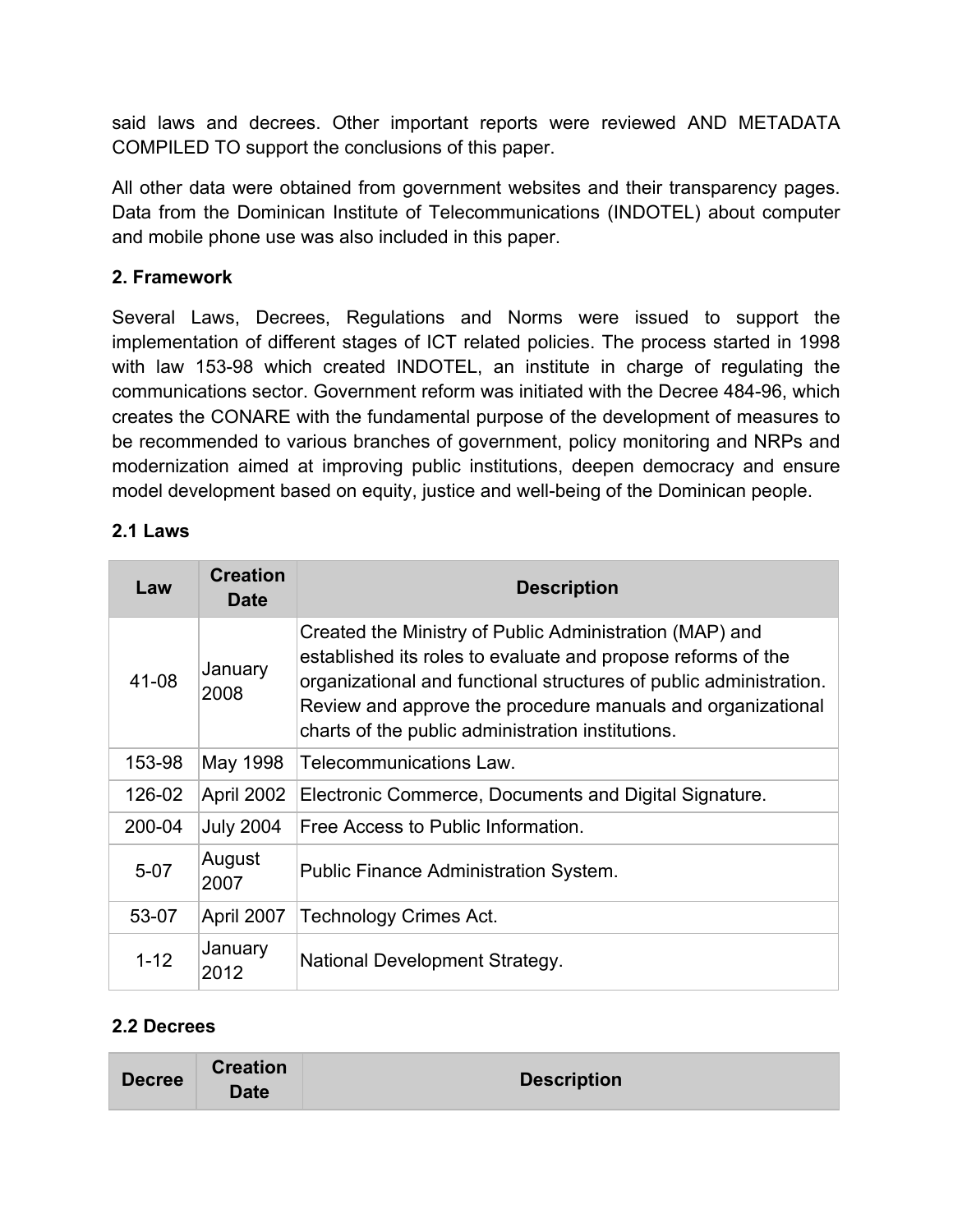said laws and decrees. Other important reports were reviewed AND METADATA COMPILED TO support the conclusions of this paper.

All other data were obtained from government websites and their transparency pages. Data from the Dominican Institute of Telecommunications (INDOTEL) about computer and mobile phone use was also included in this paper.

**2. Framework**

Several Laws, Decrees, Regulations and Norms were issued to support the implementation of different stages of ICT related policies. The process started in 1998 with law 153-98 which created INDOTEL, an institute in charge of regulating the communications sector. Government reform was initiated with the Decree 484-96, which creates the CONARE with the fundamental purpose of the development of measures to be recommended to various branches of government, policy monitoring and NRPs and modernization aimed at improving public institutions, deepen democracy and ensure model development based on equity, justice and well-being of the Dominican people.

**2.1 Laws**

| Law | Creation Date | Description |
|---|---|---|
| 41-08 | January 2008 | Created the Ministry of Public Administration (MAP) and established its roles to evaluate and propose reforms of the organizational and functional structures of public administration. Review and approve the procedure manuals and organizational charts of the public administration institutions. |
| 153-98 | May 1998 | Telecommunications Law. |
| 126-02 | April 2002 | Electronic Commerce, Documents and Digital Signature. |
| 200-04 | July 2004 | Free Access to Public Information. |
| 5-07 | August 2007 | Public Finance Administration System. |
| 53-07 | April 2007 | Technology Crimes Act. |
| 1-12 | January 2012 | National Development Strategy. |

**2.2 Decrees**

| Decree | Creation Date | Description |
|---|---|---|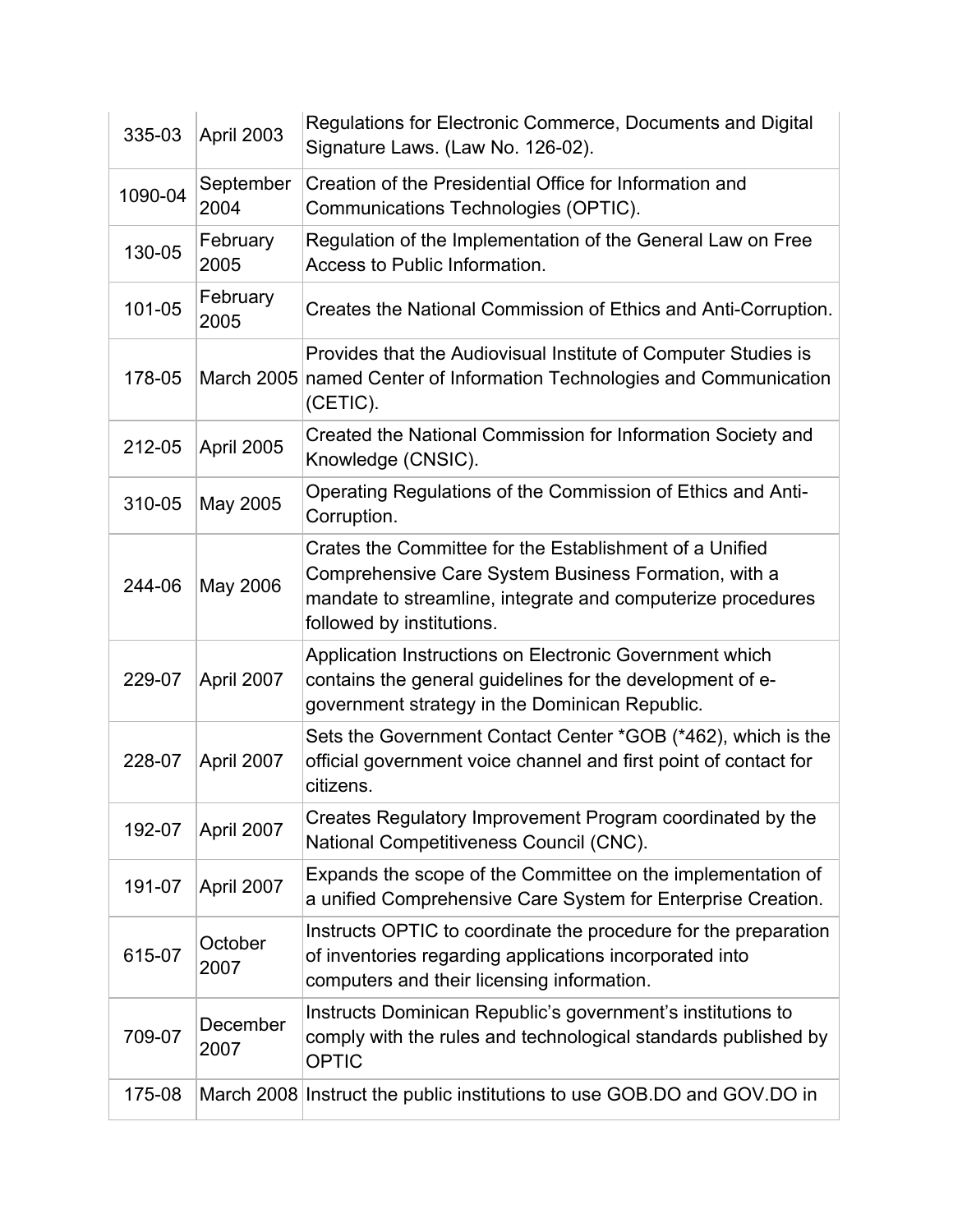| | | |
|---|---|---|
| 335-03 | April 2003 | Regulations for Electronic Commerce, Documents and Digital Signature Laws. (Law No. 126-02). |
| 1090-04 | September 2004 | Creation of the Presidential Office for Information and Communications Technologies (OPTIC). |
| 130-05 | February 2005 | Regulation of the Implementation of the General Law on Free Access to Public Information. |
| 101-05 | February 2005 | Creates the National Commission of Ethics and Anti-Corruption. |
| 178-05 | March 2005 | Provides that the Audiovisual Institute of Computer Studies is named Center of Information Technologies and Communication (CETIC). |
| 212-05 | April 2005 | Created the National Commission for Information Society and Knowledge (CNSIC). |
| 310-05 | May 2005 | Operating Regulations of the Commission of Ethics and Anti-Corruption. |
| 244-06 | May 2006 | Crates the Committee for the Establishment of a Unified Comprehensive Care System Business Formation, with a mandate to streamline, integrate and computerize procedures followed by institutions. |
| 229-07 | April 2007 | Application Instructions on Electronic Government which contains the general guidelines for the development of e-government strategy in the Dominican Republic. |
| 228-07 | April 2007 | Sets the Government Contact Center *GOB (*462), which is the official government voice channel and first point of contact for citizens. |
| 192-07 | April 2007 | Creates Regulatory Improvement Program coordinated by the National Competitiveness Council (CNC). |
| 191-07 | April 2007 | Expands the scope of the Committee on the implementation of a unified Comprehensive Care System for Enterprise Creation. |
| 615-07 | October 2007 | Instructs OPTIC to coordinate the procedure for the preparation of inventories regarding applications incorporated into computers and their licensing information. |
| 709-07 | December 2007 | Instructs Dominican Republic's government's institutions to comply with the rules and technological standards published by OPTIC |
| 175-08 | March 2008 | Instruct the public institutions to use GOB.DO and GOV.DO in |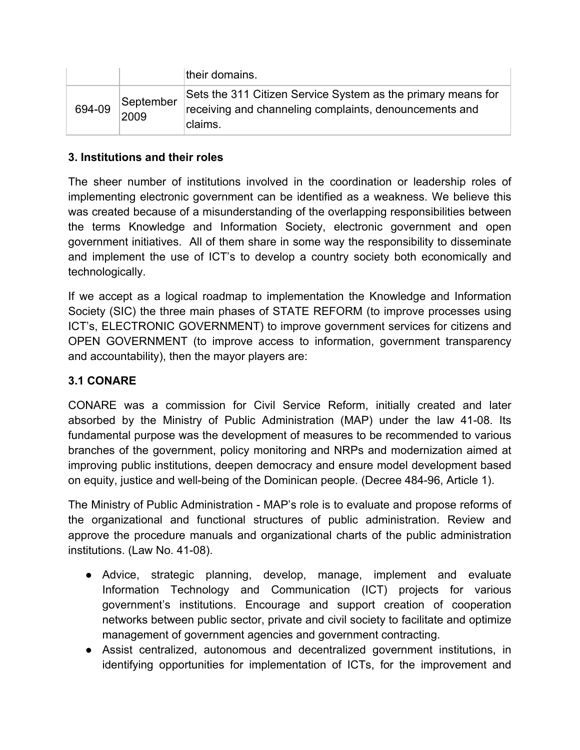| | | their domains. |
|---|---|---|
| 694-09 | September 2009 | Sets the 311 Citizen Service System as the primary means for receiving and channeling complaints, denouncements and claims. |

### 3. Institutions and their roles

The sheer number of institutions involved in the coordination or leadership roles of implementing electronic government can be identified as a weakness. We believe this was created because of a misunderstanding of the overlapping responsibilities between the terms Knowledge and Information Society, electronic government and open government initiatives. All of them share in some way the responsibility to disseminate and implement the use of ICT's to develop a country society both economically and technologically.

If we accept as a logical roadmap to implementation the Knowledge and Information Society (SIC) the three main phases of STATE REFORM (to improve processes using ICT's, ELECTRONIC GOVERNMENT) to improve government services for citizens and OPEN GOVERNMENT (to improve access to information, government transparency and accountability), then the mayor players are:

### 3.1 CONARE

CONARE was a commission for Civil Service Reform, initially created and later absorbed by the Ministry of Public Administration (MAP) under the law 41-08. Its fundamental purpose was the development of measures to be recommended to various branches of the government, policy monitoring and NRPs and modernization aimed at improving public institutions, deepen democracy and ensure model development based on equity, justice and well-being of the Dominican people. (Decree 484-96, Article 1).

The Ministry of Public Administration - MAP's role is to evaluate and propose reforms of the organizational and functional structures of public administration. Review and approve the procedure manuals and organizational charts of the public administration institutions. (Law No. 41-08).

- Advice, strategic planning, develop, manage, implement and evaluate Information Technology and Communication (ICT) projects for various government's institutions. Encourage and support creation of cooperation networks between public sector, private and civil society to facilitate and optimize management of government agencies and government contracting.
- Assist centralized, autonomous and decentralized government institutions, in identifying opportunities for implementation of ICTs, for the improvement and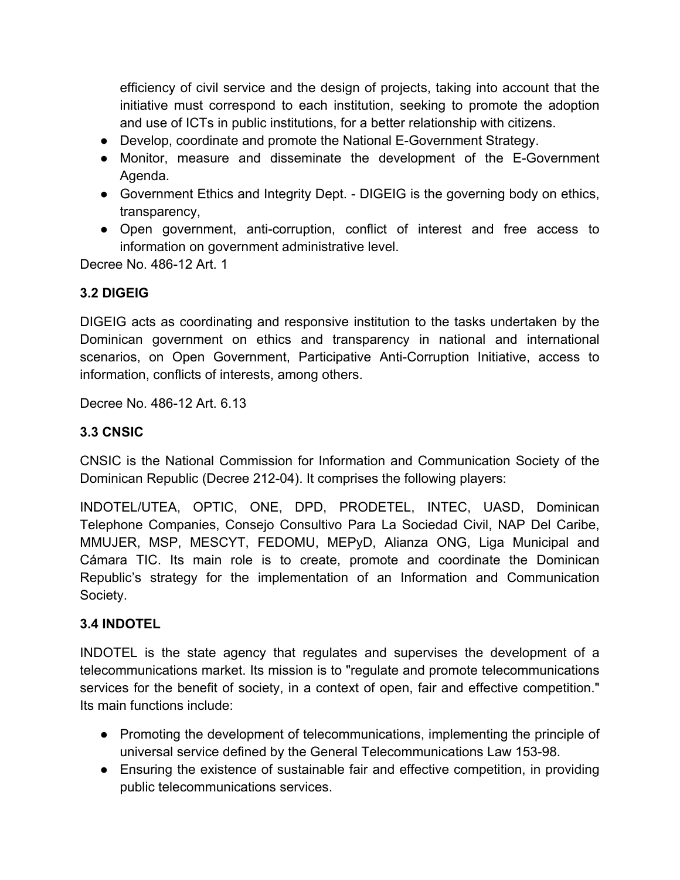efficiency of civil service and the design of projects, taking into account that the initiative must correspond to each institution, seeking to promote the adoption and use of ICTs in public institutions, for a better relationship with citizens.

- Develop, coordinate and promote the National E-Government Strategy.
- Monitor, measure and disseminate the development of the E-Government Agenda.
- Government Ethics and Integrity Dept. - DIGEIG is the governing body on ethics, transparency,
- Open government, anti-corruption, conflict of interest and free access to information on government administrative level.

Decree No. 486-12 Art. 1

### 3.2 DIGEIG

DIGEIG acts as coordinating and responsive institution to the tasks undertaken by the Dominican government on ethics and transparency in national and international scenarios, on Open Government, Participative Anti-Corruption Initiative, access to information, conflicts of interests, among others.

Decree No. 486-12 Art. 6.13

### 3.3 CNSIC

CNSIC is the National Commission for Information and Communication Society of the Dominican Republic (Decree 212-04). It comprises the following players:

INDOTEL/UTEA, OPTIC, ONE, DPD, PRODETEL, INTEC, UASD, Dominican Telephone Companies, Consejo Consultivo Para La Sociedad Civil, NAP Del Caribe, MMUJER, MSP, MESCYT, FEDOMU, MEPyD, Alianza ONG, Liga Municipal and Cámara TIC. Its main role is to create, promote and coordinate the Dominican Republic's strategy for the implementation of an Information and Communication Society.

### 3.4 INDOTEL

INDOTEL is the state agency that regulates and supervises the development of a telecommunications market. Its mission is to "regulate and promote telecommunications services for the benefit of society, in a context of open, fair and effective competition." Its main functions include:

- Promoting the development of telecommunications, implementing the principle of universal service defined by the General Telecommunications Law 153-98.
- Ensuring the existence of sustainable fair and effective competition, in providing public telecommunications services.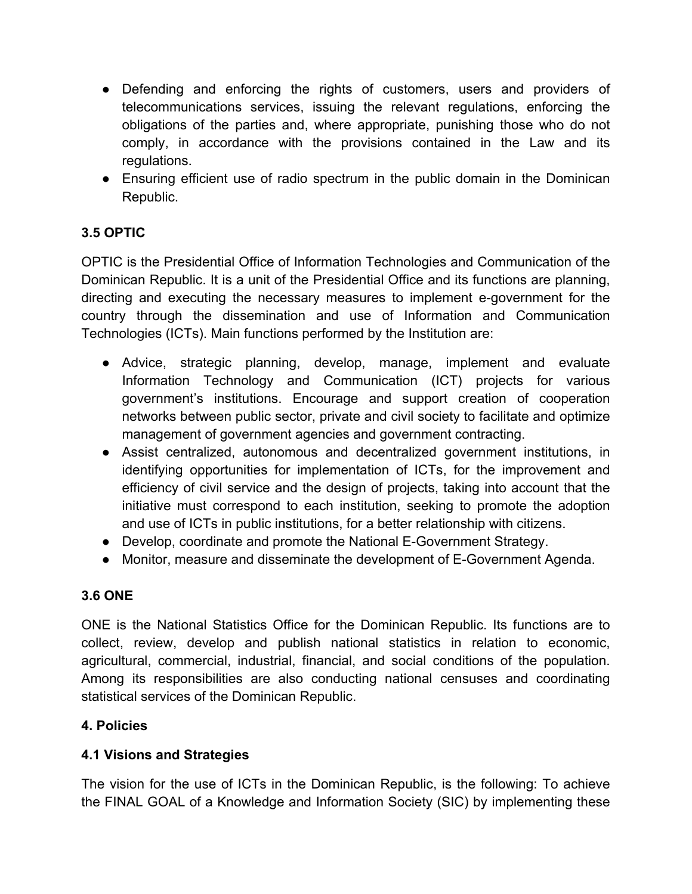- Defending and enforcing the rights of customers, users and providers of telecommunications services, issuing the relevant regulations, enforcing the obligations of the parties and, where appropriate, punishing those who do not comply, in accordance with the provisions contained in the Law and its regulations.
- Ensuring efficient use of radio spectrum in the public domain in the Dominican Republic.

### 3.5 OPTIC

OPTIC is the Presidential Office of Information Technologies and Communication of the Dominican Republic. It is a unit of the Presidential Office and its functions are planning, directing and executing the necessary measures to implement e-government for the country through the dissemination and use of Information and Communication Technologies (ICTs). Main functions performed by the Institution are:

- Advice, strategic planning, develop, manage, implement and evaluate Information Technology and Communication (ICT) projects for various government's institutions. Encourage and support creation of cooperation networks between public sector, private and civil society to facilitate and optimize management of government agencies and government contracting.
- Assist centralized, autonomous and decentralized government institutions, in identifying opportunities for implementation of ICTs, for the improvement and efficiency of civil service and the design of projects, taking into account that the initiative must correspond to each institution, seeking to promote the adoption and use of ICTs in public institutions, for a better relationship with citizens.
- Develop, coordinate and promote the National E-Government Strategy.
- Monitor, measure and disseminate the development of E-Government Agenda.

### 3.6 ONE

ONE is the National Statistics Office for the Dominican Republic. Its functions are to collect, review, develop and publish national statistics in relation to economic, agricultural, commercial, industrial, financial, and social conditions of the population. Among its responsibilities are also conducting national censuses and coordinating statistical services of the Dominican Republic.

## 4. Policies

### 4.1 Visions and Strategies

The vision for the use of ICTs in the Dominican Republic, is the following: To achieve the FINAL GOAL of a Knowledge and Information Society (SIC) by implementing these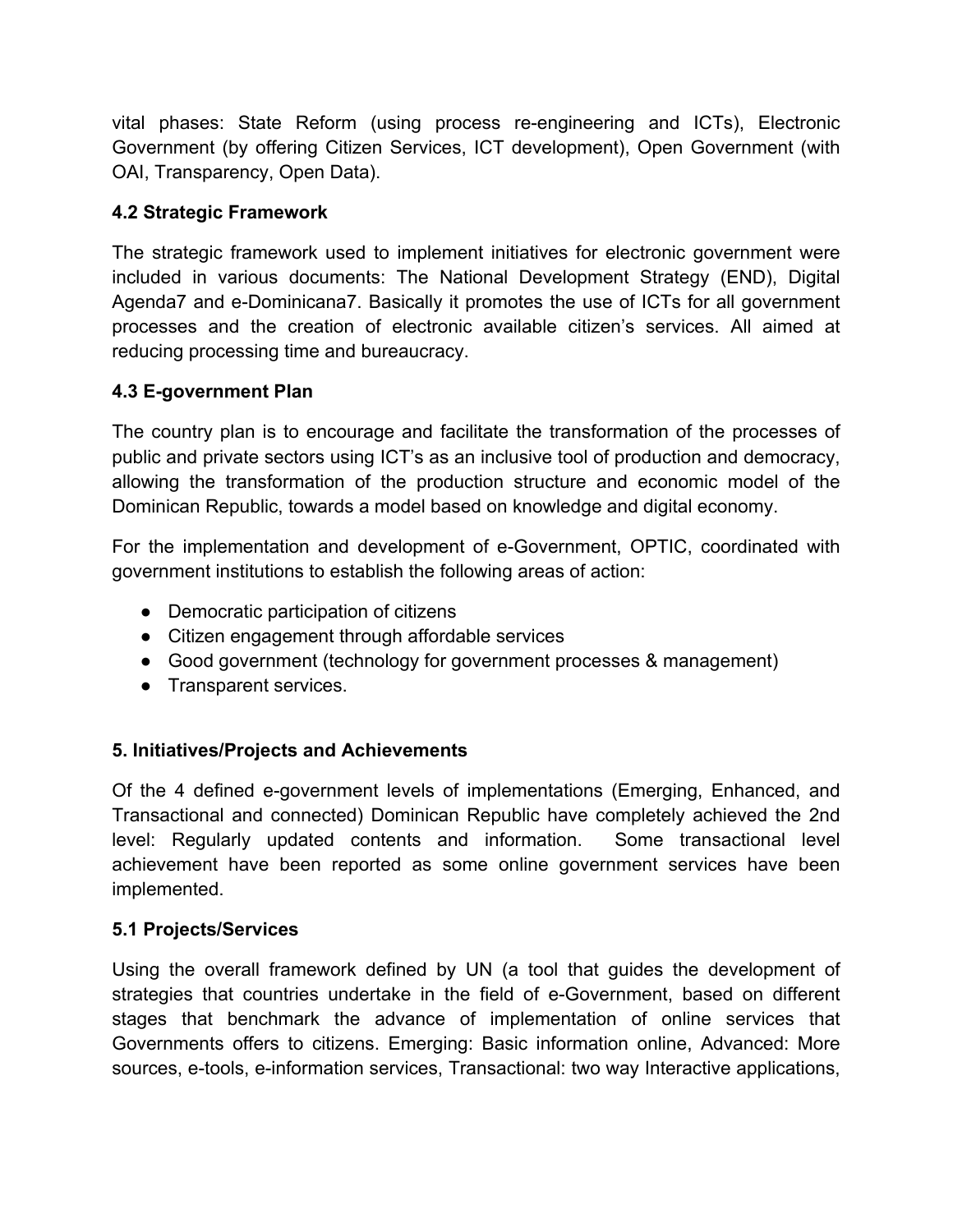vital phases: State Reform (using process re-engineering and ICTs), Electronic Government (by offering Citizen Services, ICT development), Open Government (with OAI, Transparency, Open Data).

### 4.2 Strategic Framework

The strategic framework used to implement initiatives for electronic government were included in various documents: The National Development Strategy (END), Digital Agenda7 and e-Dominicana7. Basically it promotes the use of ICTs for all government processes and the creation of electronic available citizen's services. All aimed at reducing processing time and bureaucracy.

### 4.3 E-government Plan

The country plan is to encourage and facilitate the transformation of the processes of public and private sectors using ICT's as an inclusive tool of production and democracy, allowing the transformation of the production structure and economic model of the Dominican Republic, towards a model based on knowledge and digital economy.

For the implementation and development of e-Government, OPTIC, coordinated with government institutions to establish the following areas of action:

- Democratic participation of citizens
- Citizen engagement through affordable services
- Good government (technology for government processes & management)
- Transparent services.

## 5. Initiatives/Projects and Achievements

Of the 4 defined e-government levels of implementations (Emerging, Enhanced, and Transactional and connected) Dominican Republic have completely achieved the 2nd level: Regularly updated contents and information. Some transactional level achievement have been reported as some online government services have been implemented.

### 5.1 Projects/Services

Using the overall framework defined by UN (a tool that guides the development of strategies that countries undertake in the field of e-Government, based on different stages that benchmark the advance of implementation of online services that Governments offers to citizens. Emerging: Basic information online, Advanced: More sources, e-tools, e-information services, Transactional: two way Interactive applications,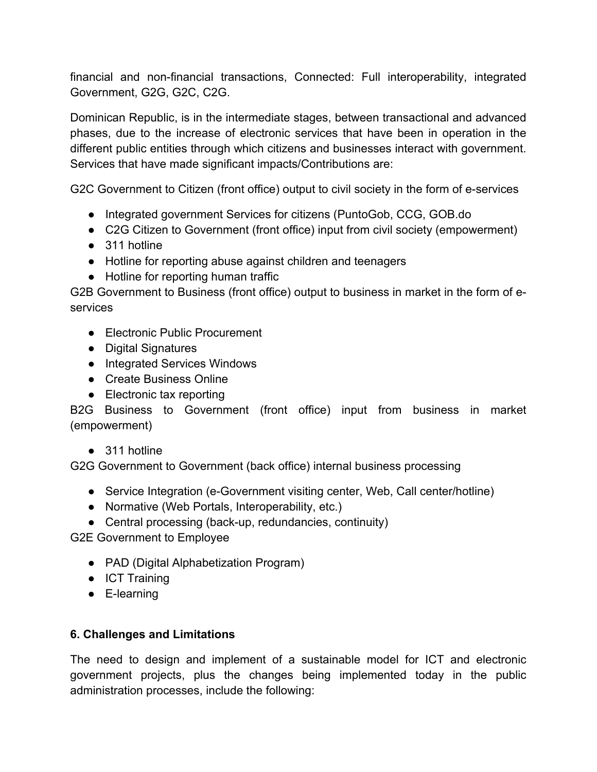financial and non-financial transactions, Connected: Full interoperability, integrated Government, G2G, G2C, C2G.

Dominican Republic, is in the intermediate stages, between transactional and advanced phases, due to the increase of electronic services that have been in operation in the different public entities through which citizens and businesses interact with government. Services that have made significant impacts/Contributions are:

G2C Government to Citizen (front office) output to civil society in the form of e-services

- Integrated government Services for citizens (PuntoGob, CCG, GOB.do
- C2G Citizen to Government (front office) input from civil society (empowerment)
- 311 hotline
- Hotline for reporting abuse against children and teenagers
- Hotline for reporting human traffic

G2B Government to Business (front office) output to business in market in the form of e-services

- Electronic Public Procurement
- Digital Signatures
- Integrated Services Windows
- Create Business Online
- Electronic tax reporting

B2G Business to Government (front office) input from business in market (empowerment)

- 311 hotline

G2G Government to Government (back office) internal business processing

- Service Integration (e-Government visiting center, Web, Call center/hotline)
- Normative (Web Portals, Interoperability, etc.)
- Central processing (back-up, redundancies, continuity)

G2E Government to Employee

- PAD (Digital Alphabetization Program)
- ICT Training
- E-learning

## 6. Challenges and Limitations

The need to design and implement of a sustainable model for ICT and electronic government projects, plus the changes being implemented today in the public administration processes, include the following: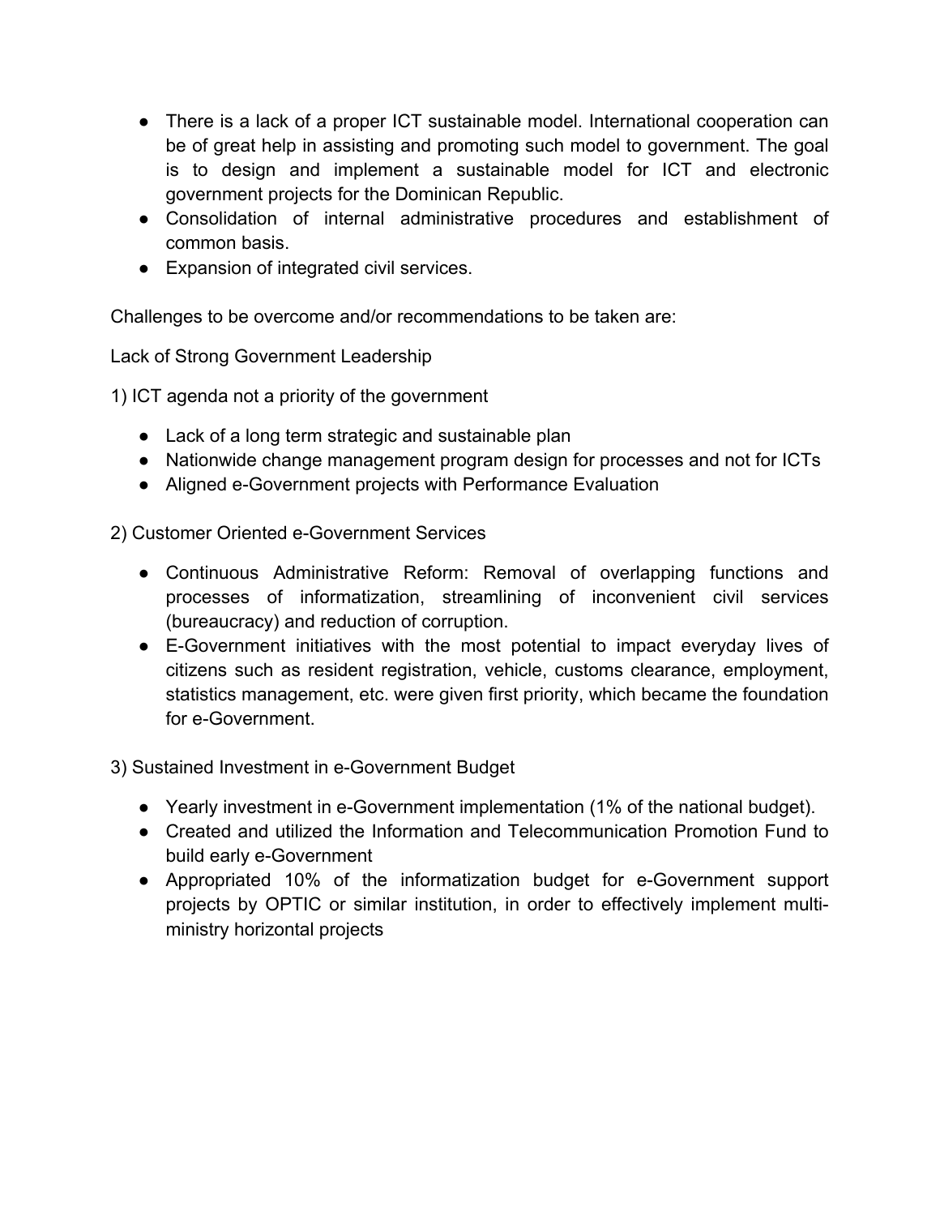- There is a lack of a proper ICT sustainable model. International cooperation can be of great help in assisting and promoting such model to government. The goal is to design and implement a sustainable model for ICT and electronic government projects for the Dominican Republic.
- Consolidation of internal administrative procedures and establishment of common basis.
- Expansion of integrated civil services.

Challenges to be overcome and/or recommendations to be taken are:

Lack of Strong Government Leadership

1) ICT agenda not a priority of the government

- Lack of a long term strategic and sustainable plan
- Nationwide change management program design for processes and not for ICTs
- Aligned e-Government projects with Performance Evaluation

2) Customer Oriented e-Government Services

- Continuous Administrative Reform: Removal of overlapping functions and processes of informatization, streamlining of inconvenient civil services (bureaucracy) and reduction of corruption.
- E-Government initiatives with the most potential to impact everyday lives of citizens such as resident registration, vehicle, customs clearance, employment, statistics management, etc. were given first priority, which became the foundation for e-Government.

3) Sustained Investment in e-Government Budget

- Yearly investment in e-Government implementation (1% of the national budget).
- Created and utilized the Information and Telecommunication Promotion Fund to build early e-Government
- Appropriated 10% of the informatization budget for e-Government support projects by OPTIC or similar institution, in order to effectively implement multi-ministry horizontal projects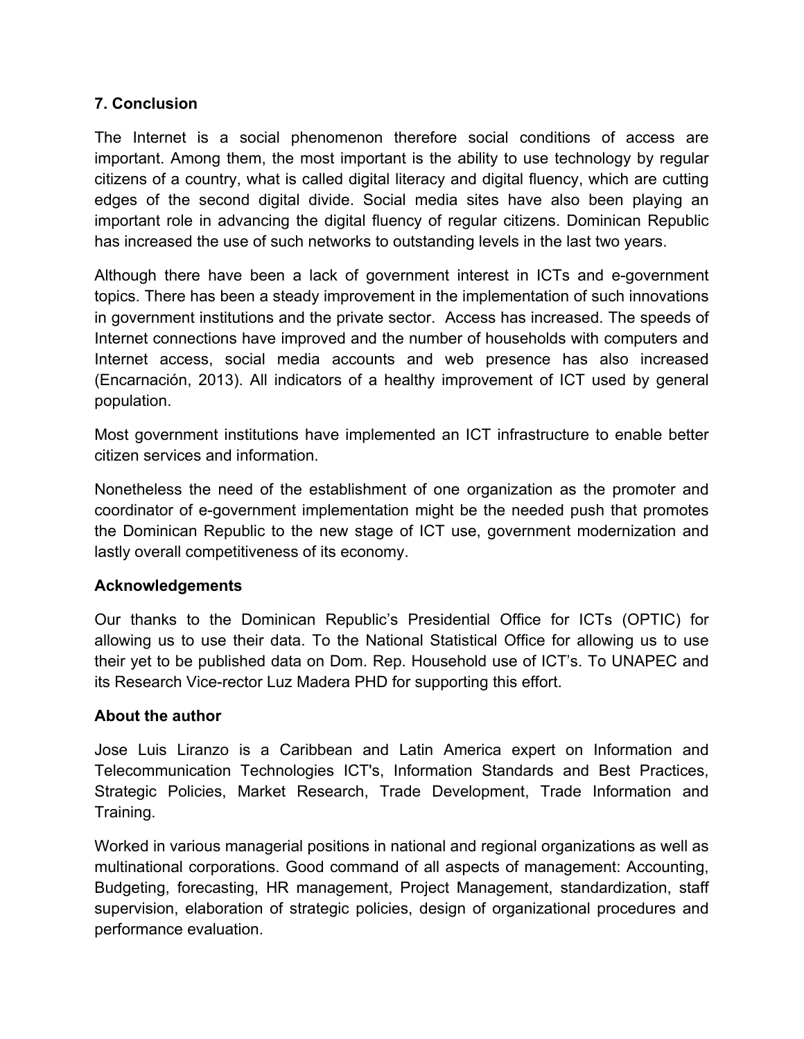## 7. Conclusion

The Internet is a social phenomenon therefore social conditions of access are important. Among them, the most important is the ability to use technology by regular citizens of a country, what is called digital literacy and digital fluency, which are cutting edges of the second digital divide. Social media sites have also been playing an important role in advancing the digital fluency of regular citizens. Dominican Republic has increased the use of such networks to outstanding levels in the last two years.

Although there have been a lack of government interest in ICTs and e-government topics. There has been a steady improvement in the implementation of such innovations in government institutions and the private sector. Access has increased. The speeds of Internet connections have improved and the number of households with computers and Internet access, social media accounts and web presence has also increased (Encarnación, 2013). All indicators of a healthy improvement of ICT used by general population.

Most government institutions have implemented an ICT infrastructure to enable better citizen services and information.

Nonetheless the need of the establishment of one organization as the promoter and coordinator of e-government implementation might be the needed push that promotes the Dominican Republic to the new stage of ICT use, government modernization and lastly overall competitiveness of its economy.

## Acknowledgements

Our thanks to the Dominican Republic's Presidential Office for ICTs (OPTIC) for allowing us to use their data. To the National Statistical Office for allowing us to use their yet to be published data on Dom. Rep. Household use of ICT's. To UNAPEC and its Research Vice-rector Luz Madera PHD for supporting this effort.

## About the author

Jose Luis Liranzo is a Caribbean and Latin America expert on Information and Telecommunication Technologies ICT's, Information Standards and Best Practices, Strategic Policies, Market Research, Trade Development, Trade Information and Training.

Worked in various managerial positions in national and regional organizations as well as multinational corporations. Good command of all aspects of management: Accounting, Budgeting, forecasting, HR management, Project Management, standardization, staff supervision, elaboration of strategic policies, design of organizational procedures and performance evaluation.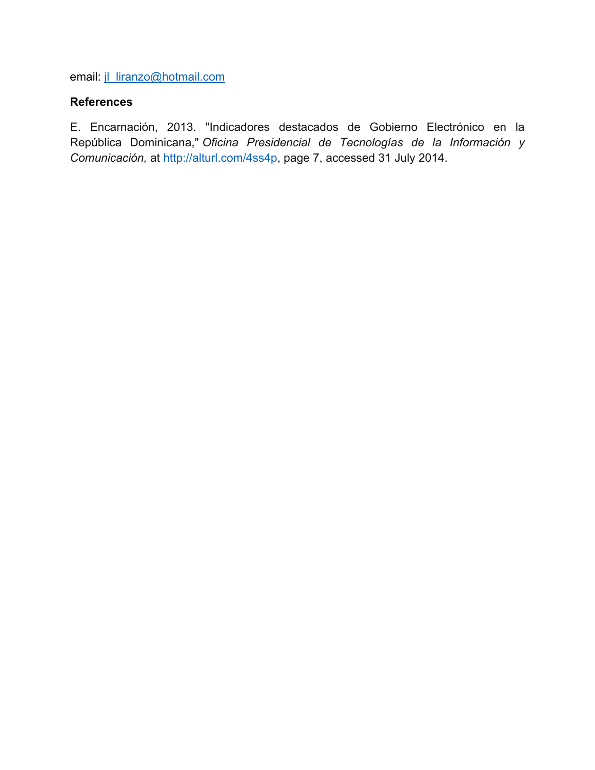email: jl_liranzo@hotmail.com

**References**

E. Encarnación, 2013. "Indicadores destacados de Gobierno Electrónico en la República Dominicana," *Oficina Presidencial de Tecnologías de la Información y Comunicación,* at http://alturl.com/4ss4p, page 7, accessed 31 July 2014.